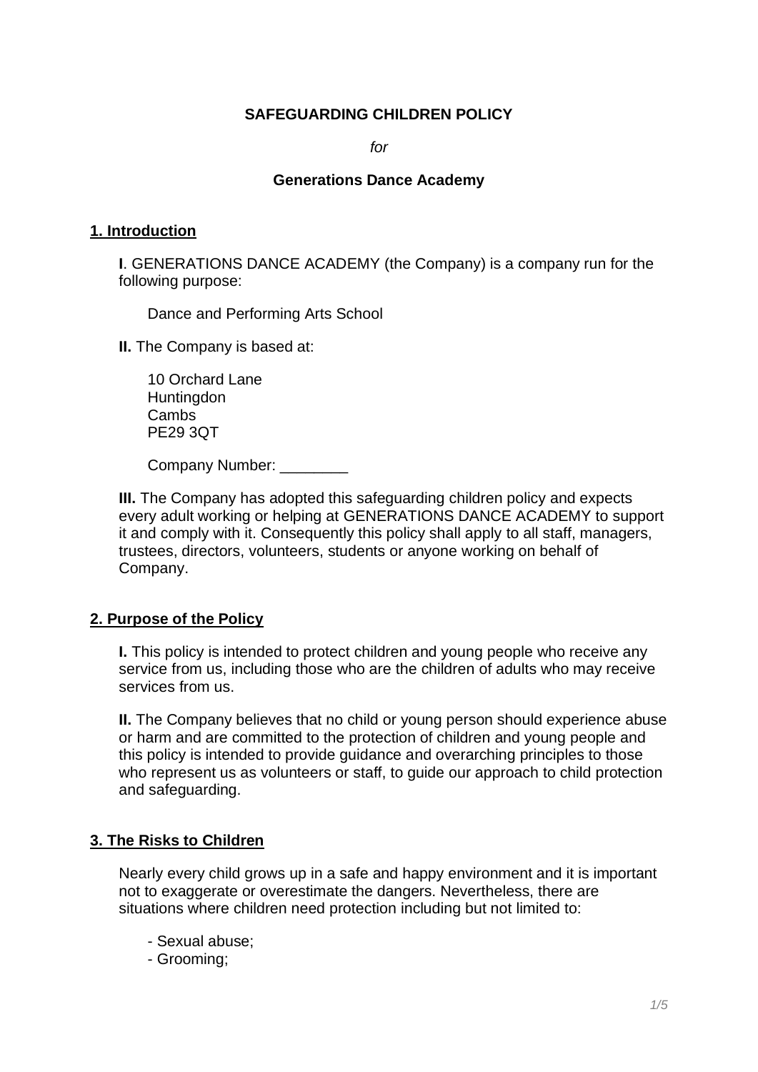**SAFEGUARDING CHILDREN POLICY**

*for*

**Generations Dance Academy**

## 1. Introduction

**I**. GENERATIONS DANCE ACADEMY (the Company) is a company run for the following purpose:

Dance and Performing Arts School

**II.** The Company is based at:

10 Orchard Lane
Huntingdon
Cambs
PE29 3QT

Company Number: ________

**III.** The Company has adopted this safeguarding children policy and expects every adult working or helping at GENERATIONS DANCE ACADEMY to support it and comply with it. Consequently this policy shall apply to all staff, managers, trustees, directors, volunteers, students or anyone working on behalf of Company.

## 2. Purpose of the Policy

**I.** This policy is intended to protect children and young people who receive any service from us, including those who are the children of adults who may receive services from us.

**II.** The Company believes that no child or young person should experience abuse or harm and are committed to the protection of children and young people and this policy is intended to provide guidance and overarching principles to those who represent us as volunteers or staff, to guide our approach to child protection and safeguarding.

## 3. The Risks to Children

Nearly every child grows up in a safe and happy environment and it is important not to exaggerate or overestimate the dangers. Nevertheless, there are situations where children need protection including but not limited to:

- Sexual abuse;
- Grooming;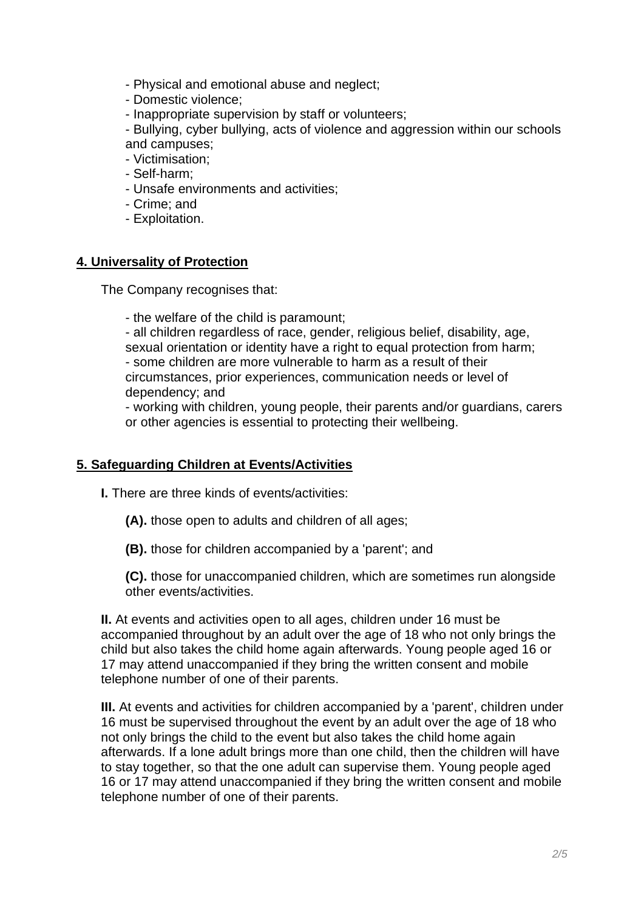- Physical and emotional abuse and neglect;
- Domestic violence;
- Inappropriate supervision by staff or volunteers;
- Bullying, cyber bullying, acts of violence and aggression within our schools and campuses;
- Victimisation;
- Self-harm;
- Unsafe environments and activities;
- Crime; and
- Exploitation.

## 4. Universality of Protection

The Company recognises that:

- the welfare of the child is paramount;
- all children regardless of race, gender, religious belief, disability, age, sexual orientation or identity have a right to equal protection from harm;
- some children are more vulnerable to harm as a result of their circumstances, prior experiences, communication needs or level of dependency; and
- working with children, young people, their parents and/or guardians, carers or other agencies is essential to protecting their wellbeing.

## 5. Safeguarding Children at Events/Activities

**I.** There are three kinds of events/activities:

**(A).** those open to adults and children of all ages;

**(B).** those for children accompanied by a 'parent'; and

**(C).** those for unaccompanied children, which are sometimes run alongside other events/activities.

**II.** At events and activities open to all ages, children under 16 must be accompanied throughout by an adult over the age of 18 who not only brings the child but also takes the child home again afterwards. Young people aged 16 or 17 may attend unaccompanied if they bring the written consent and mobile telephone number of one of their parents.

**III.** At events and activities for children accompanied by a 'parent', children under 16 must be supervised throughout the event by an adult over the age of 18 who not only brings the child to the event but also takes the child home again afterwards. If a lone adult brings more than one child, then the children will have to stay together, so that the one adult can supervise them. Young people aged 16 or 17 may attend unaccompanied if they bring the written consent and mobile telephone number of one of their parents.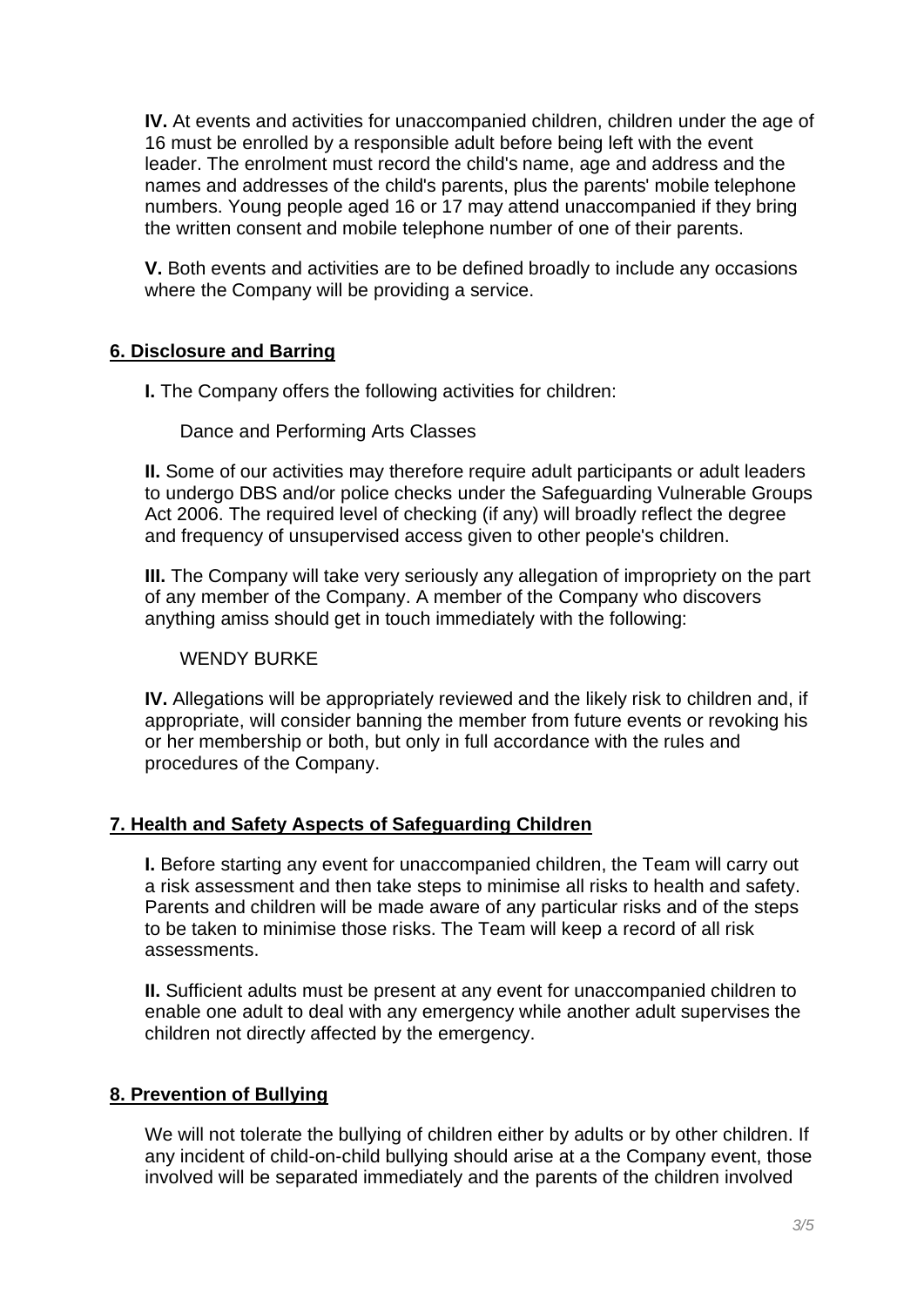**IV.** At events and activities for unaccompanied children, children under the age of 16 must be enrolled by a responsible adult before being left with the event leader. The enrolment must record the child's name, age and address and the names and addresses of the child's parents, plus the parents' mobile telephone numbers. Young people aged 16 or 17 may attend unaccompanied if they bring the written consent and mobile telephone number of one of their parents.

**V.** Both events and activities are to be defined broadly to include any occasions where the Company will be providing a service.

## 6. Disclosure and Barring

**I.** The Company offers the following activities for children:

Dance and Performing Arts Classes

**II.** Some of our activities may therefore require adult participants or adult leaders to undergo DBS and/or police checks under the Safeguarding Vulnerable Groups Act 2006. The required level of checking (if any) will broadly reflect the degree and frequency of unsupervised access given to other people's children.

**III.** The Company will take very seriously any allegation of impropriety on the part of any member of the Company. A member of the Company who discovers anything amiss should get in touch immediately with the following:

WENDY BURKE

**IV.** Allegations will be appropriately reviewed and the likely risk to children and, if appropriate, will consider banning the member from future events or revoking his or her membership or both, but only in full accordance with the rules and procedures of the Company.

## 7. Health and Safety Aspects of Safeguarding Children

**I.** Before starting any event for unaccompanied children, the Team will carry out a risk assessment and then take steps to minimise all risks to health and safety. Parents and children will be made aware of any particular risks and of the steps to be taken to minimise those risks. The Team will keep a record of all risk assessments.

**II.** Sufficient adults must be present at any event for unaccompanied children to enable one adult to deal with any emergency while another adult supervises the children not directly affected by the emergency.

## 8. Prevention of Bullying

We will not tolerate the bullying of children either by adults or by other children. If any incident of child-on-child bullying should arise at a the Company event, those involved will be separated immediately and the parents of the children involved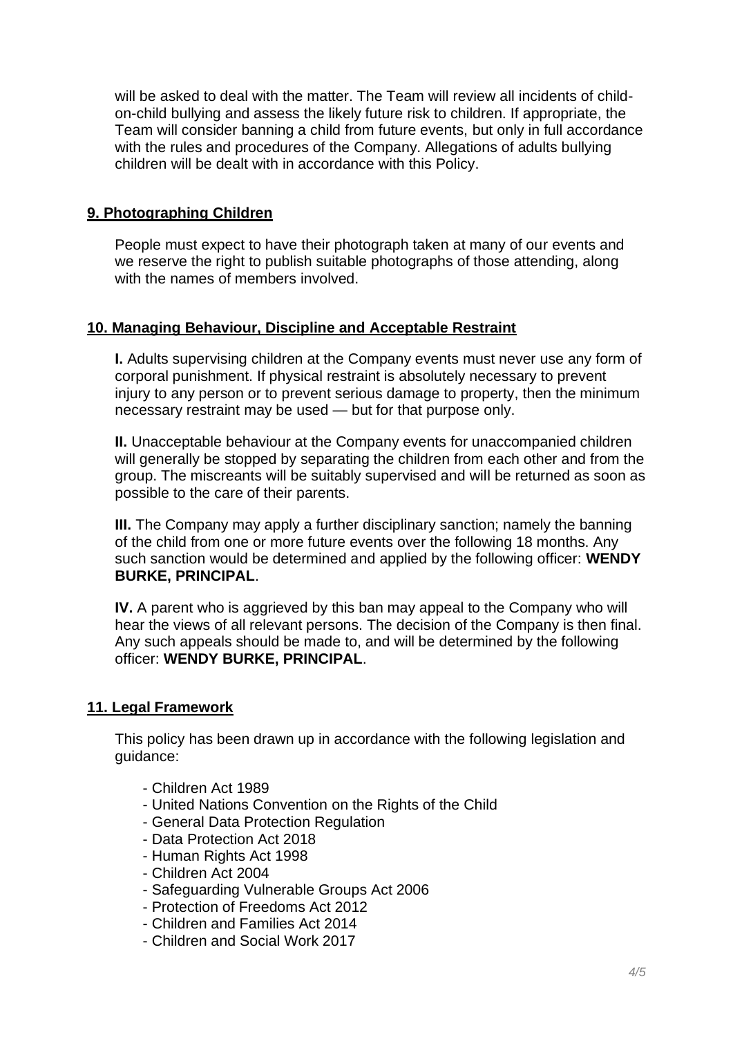will be asked to deal with the matter. The Team will review all incidents of child-on-child bullying and assess the likely future risk to children. If appropriate, the Team will consider banning a child from future events, but only in full accordance with the rules and procedures of the Company. Allegations of adults bullying children will be dealt with in accordance with this Policy.

## 9. Photographing Children

People must expect to have their photograph taken at many of our events and we reserve the right to publish suitable photographs of those attending, along with the names of members involved.

## 10. Managing Behaviour, Discipline and Acceptable Restraint

**I.** Adults supervising children at the Company events must never use any form of corporal punishment. If physical restraint is absolutely necessary to prevent injury to any person or to prevent serious damage to property, then the minimum necessary restraint may be used — but for that purpose only.

**II.** Unacceptable behaviour at the Company events for unaccompanied children will generally be stopped by separating the children from each other and from the group. The miscreants will be suitably supervised and will be returned as soon as possible to the care of their parents.

**III.** The Company may apply a further disciplinary sanction; namely the banning of the child from one or more future events over the following 18 months. Any such sanction would be determined and applied by the following officer: **WENDY BURKE, PRINCIPAL**.

**IV.** A parent who is aggrieved by this ban may appeal to the Company who will hear the views of all relevant persons. The decision of the Company is then final. Any such appeals should be made to, and will be determined by the following officer: **WENDY BURKE, PRINCIPAL**.

## 11. Legal Framework

This policy has been drawn up in accordance with the following legislation and guidance:

- Children Act 1989
- United Nations Convention on the Rights of the Child
- General Data Protection Regulation
- Data Protection Act 2018
- Human Rights Act 1998
- Children Act 2004
- Safeguarding Vulnerable Groups Act 2006
- Protection of Freedoms Act 2012
- Children and Families Act 2014
- Children and Social Work 2017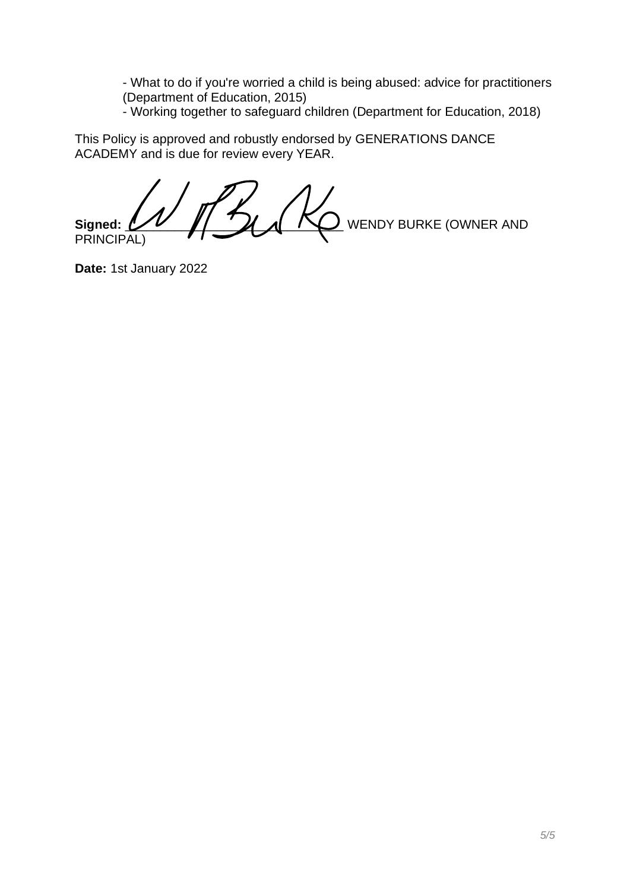- What to do if you're worried a child is being abused: advice for practitioners (Department of Education, 2015)
- Working together to safeguard children (Department for Education, 2018)

This Policy is approved and robustly endorsed by GENERATIONS DANCE ACADEMY and is due for review every YEAR.

**Signed:** ______________________________ WENDY BURKE (OWNER AND PRINCIPAL)

**Date:** 1st January 2022